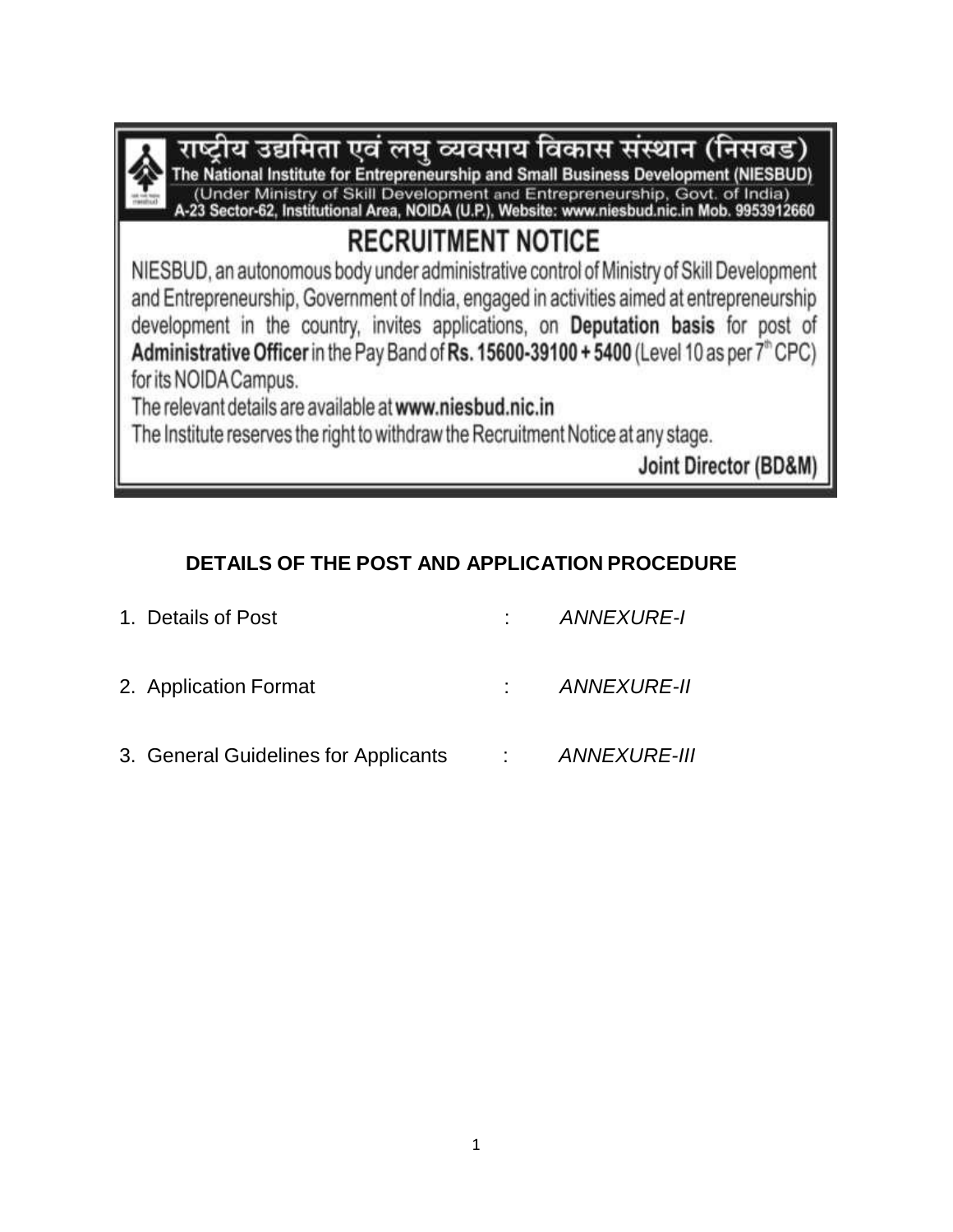# राष्ट्रीय उद्यमिता एवं लघु व्यवसाय विकास संस्थान (निसबड)

**The National Institute for Entrepreneurship and Small Business Development (NIESBUD)**

(Under Ministry of Skill Development and Entrepreneurship, Govt. of India)

A-23 Sector-62, Institutional Area, NOIDA (U.P.), Website: www.niesbud.nic.in Mob. 9953912660

## RECRUITMENT NOTICE

NIESBUD, an autonomous body under administrative control of Ministry of Skill Development and Entrepreneurship, Government of India, engaged in activities aimed at entrepreneurship development in the country, invites applications, on **Deputation basis** for post of **Administrative Officer** in the Pay Band of **Rs. 15600-39100 + 5400** (Level 10 as per 7th CPC) for its NOIDA Campus.

The relevant details are available at **www.niesbud.nic.in**

The Institute reserves the right to withdraw the Recruitment Notice at any stage.

**Joint Director (BD&M)**

## DETAILS OF THE POST AND APPLICATION PROCEDURE

1. Details of Post : *ANNEXURE-I*
2. Application Format : *ANNEXURE-II*
3. General Guidelines for Applicants : *ANNEXURE-III*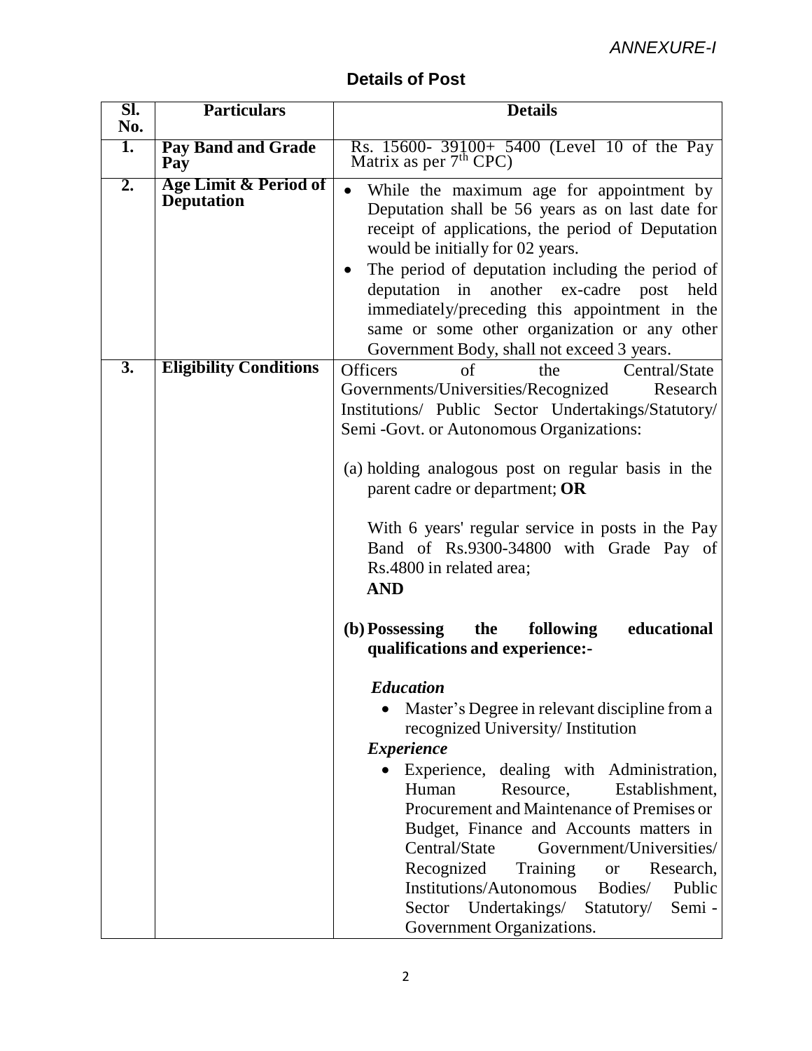*ANNEXURE-I*

## Details of Post

| Sl. No. | Particulars | Details |
|---|---|---|
| 1. | **Pay Band and Grade Pay** | Rs. 15600- 39100+ 5400 (Level 10 of the Pay Matrix as per 7th CPC) |
| 2. | **Age Limit & Period of Deputation** | • While the maximum age for appointment by Deputation shall be 56 years as on last date for receipt of applications, the period of Deputation would be initially for 02 years.<br>• The period of deputation including the period of deputation in another ex-cadre post held immediately/preceding this appointment in the same or some other organization or any other Government Body, shall not exceed 3 years. |
| 3. | **Eligibility Conditions** | Officers of the Central/State Governments/Universities/Recognized Research Institutions/ Public Sector Undertakings/Statutory/ Semi -Govt. or Autonomous Organizations:<br><br>(a) holding analogous post on regular basis in the parent cadre or department; **OR**<br><br>With 6 years' regular service in posts in the Pay Band of Rs.9300-34800 with Grade Pay of Rs.4800 in related area;<br>**AND**<br><br>**(b) Possessing the following educational qualifications and experience:-**<br><br>***Education***<br>• Master's Degree in relevant discipline from a recognized University/ Institution<br>***Experience***<br>• Experience, dealing with Administration, Human Resource, Establishment, Procurement and Maintenance of Premises or Budget, Finance and Accounts matters in Central/State Government/Universities/ Recognized Training or Research, Institutions/Autonomous Bodies/ Public Sector Undertakings/ Statutory/ Semi - Government Organizations. |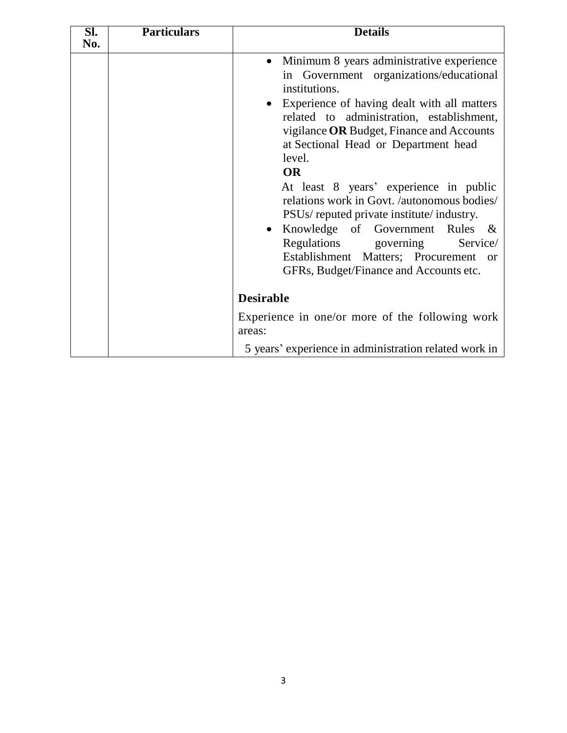| Sl. No. | Particulars | Details |
|---|---|---|
| | | • Minimum 8 years administrative experience in Government organizations/educational institutions.<br>• Experience of having dealt with all matters related to administration, establishment, vigilance **OR** Budget, Finance and Accounts at Sectional Head or Department head level.<br>**OR**<br>At least 8 years' experience in public relations work in Govt. /autonomous bodies/ PSUs/ reputed private institute/ industry.<br>• Knowledge of Government Rules & Regulations governing Service/ Establishment Matters; Procurement or GFRs, Budget/Finance and Accounts etc. |
| | | **Desirable** |
| | | Experience in one/or more of the following work areas: |
| | | 5 years' experience in administration related work in |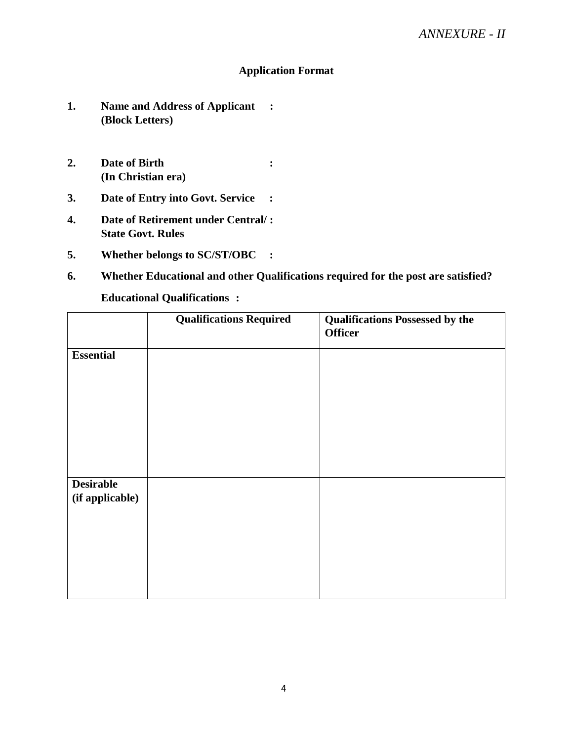*ANNEXURE - II*

**Application Format**

1. **Name and Address of Applicant (Block Letters) :**

2. **Date of Birth (In Christian era) :**

3. **Date of Entry into Govt. Service :**

4. **Date of Retirement under Central/ State Govt. Rules :**

5. **Whether belongs to SC/ST/OBC :**

6. **Whether Educational and other Qualifications required for the post are satisfied?**

   **Educational Qualifications :**

| | **Qualifications Required** | **Qualifications Possessed by the Officer** |
|---|---|---|
| **Essential** | | |
| **Desirable (if applicable)** | | |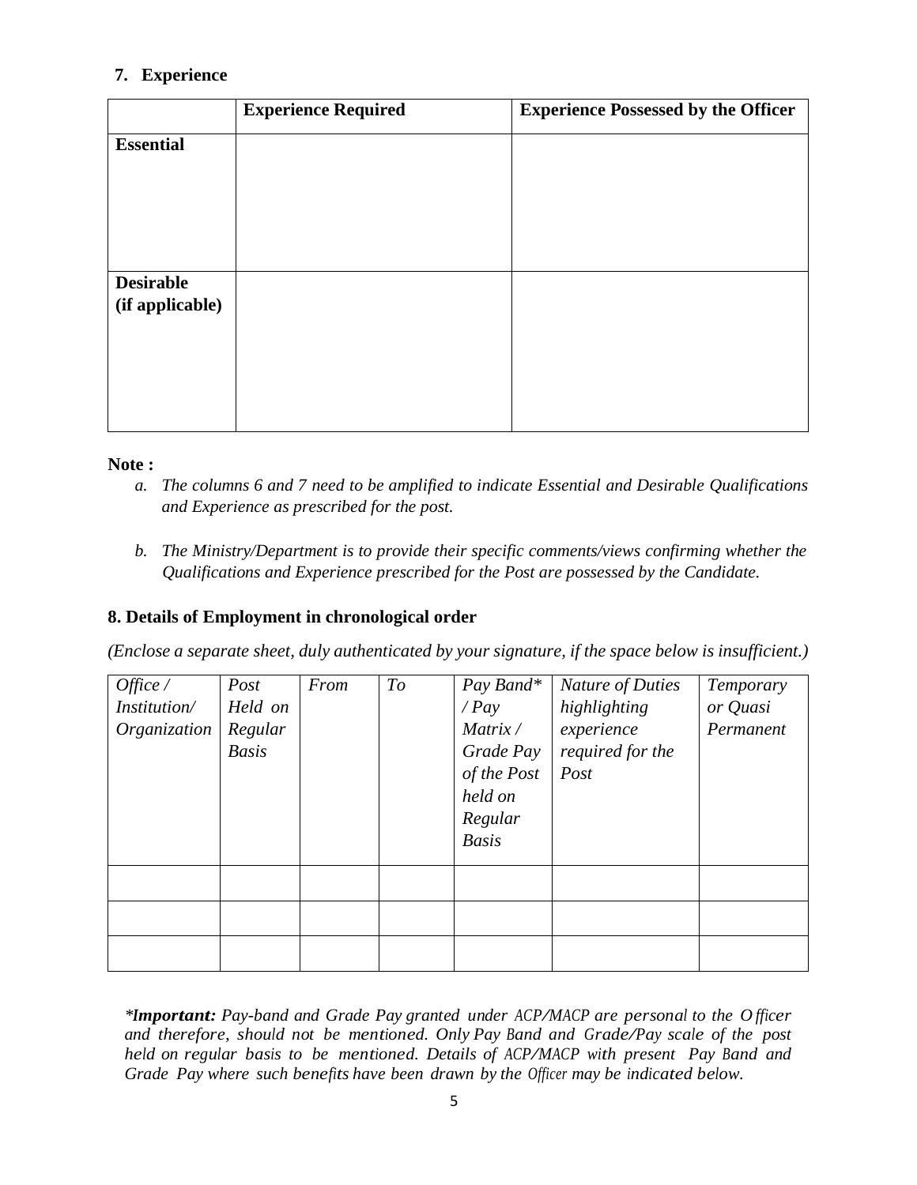### 7. Experience

| | **Experience Required** | **Experience Possessed by the Officer** |
|---|---|---|
| **Essential** | | |
| **Desirable (if applicable)** | | |

**Note :**

a. *The columns 6 and 7 need to be amplified to indicate Essential and Desirable Qualifications and Experience as prescribed for the post.*

b. *The Ministry/Department is to provide their specific comments/views confirming whether the Qualifications and Experience prescribed for the Post are possessed by the Candidate.*

### 8. Details of Employment in chronological order

*(Enclose a separate sheet, duly authenticated by your signature, if the space below is insufficient.)*

| *Office / Institution/ Organization* | *Post Held on Regular Basis* | *From* | *To* | *Pay Band* / Pay Matrix / Grade Pay of the Post held on Regular Basis* | *Nature of Duties highlighting experience required for the Post* | *Temporary or Quasi Permanent* |
|---|---|---|---|---|---|---|
| | | | | | | |
| | | | | | | |
| | | | | | | |

**Important:** *Pay-band and Grade Pay granted under ACP/MACP are personal to the Officer and therefore, should not be mentioned. Only Pay Band and Grade/Pay scale of the post held on regular basis to be mentioned. Details of ACP/MACP with present Pay Band and Grade Pay where such benefits have been drawn by the Officer may be indicated below.*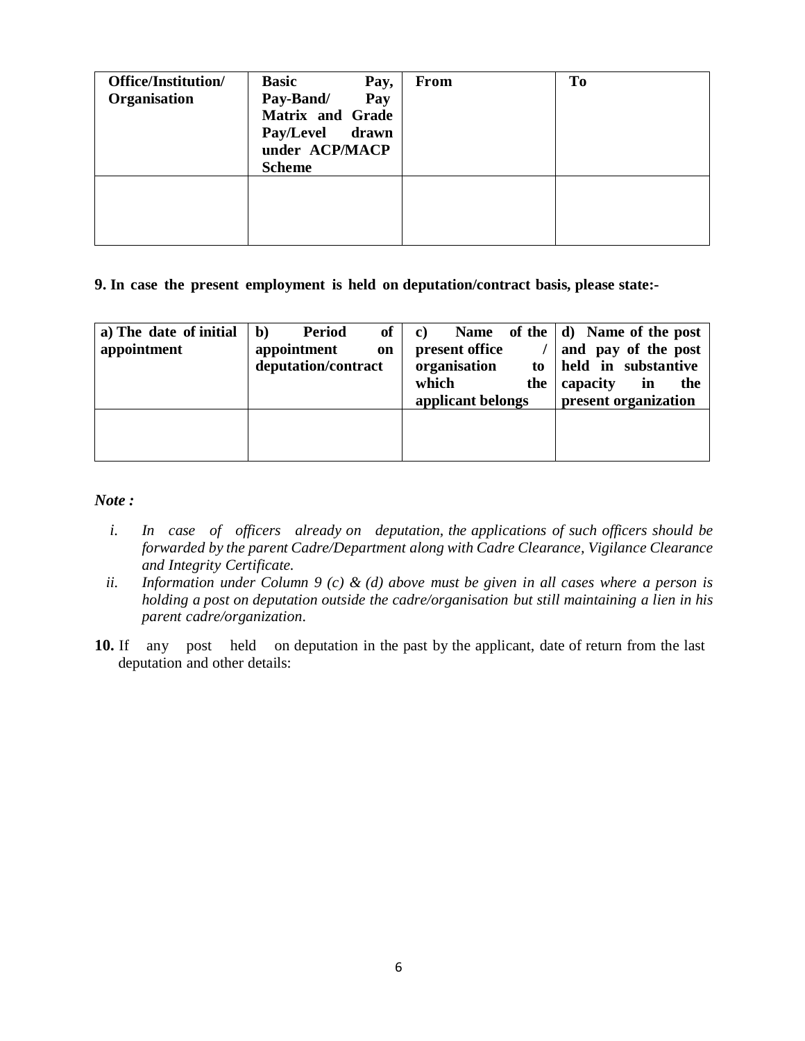| **Office/Institution/ Organisation** | **Basic Pay, Pay-Band/ Pay Matrix and Grade Pay/Level drawn under ACP/MACP Scheme** | **From** | **To** |
|---|---|---|---|
| | | | |

**9. In case the present employment is held on deputation/contract basis, please state:-**

| **a) The date of initial appointment** | **b) Period of appointment on deputation/contract** | **c) Name of the present office / organisation to which the applicant belongs** | **d) Name of the post and pay of the post held in substantive capacity in the present organization** |
|---|---|---|---|
| | | | |

***Note :***

i. *In case of officers already on deputation, the applications of such officers should be forwarded by the parent Cadre/Department along with Cadre Clearance, Vigilance Clearance and Integrity Certificate.*

ii. *Information under Column 9 (c) & (d) above must be given in all cases where a person is holding a post on deputation outside the cadre/organisation but still maintaining a lien in his parent cadre/organization.*

**10.** If any post held on deputation in the past by the applicant, date of return from the last deputation and other details: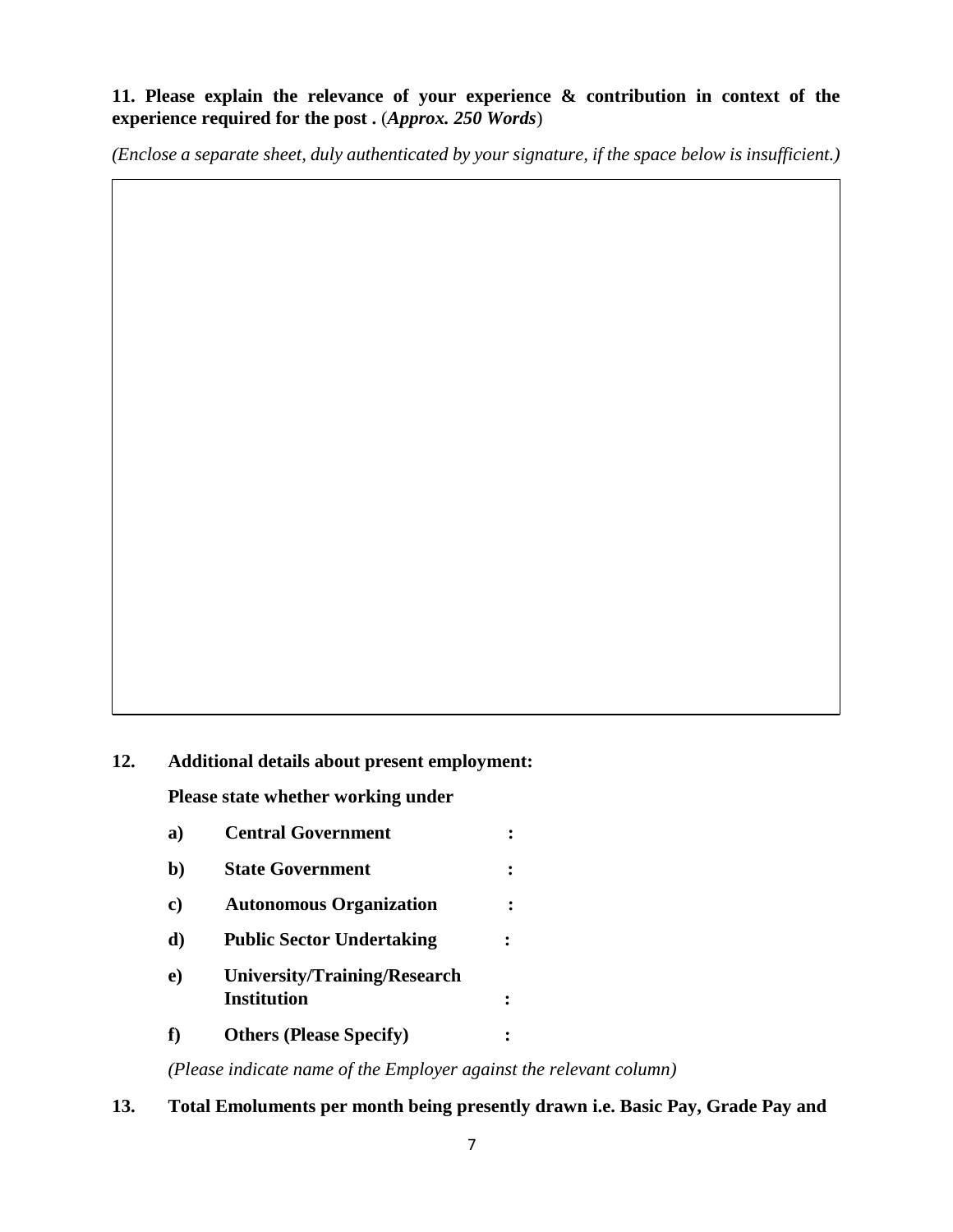**11. Please explain the relevance of your experience & contribution in context of the experience required for the post .** (***Approx. 250 Words***)

*(Enclose a separate sheet, duly authenticated by your signature, if the space below is insufficient.)*

|  |
|---|
|  |

**12. Additional details about present employment:**

**Please state whether working under**

**a) Central Government :**

**b) State Government :**

**c) Autonomous Organization :**

**d) Public Sector Undertaking :**

**e) University/Training/Research Institution :**

**f) Others (Please Specify) :**

*(Please indicate name of the Employer against the relevant column)*

**13. Total Emoluments per month being presently drawn i.e. Basic Pay, Grade Pay and**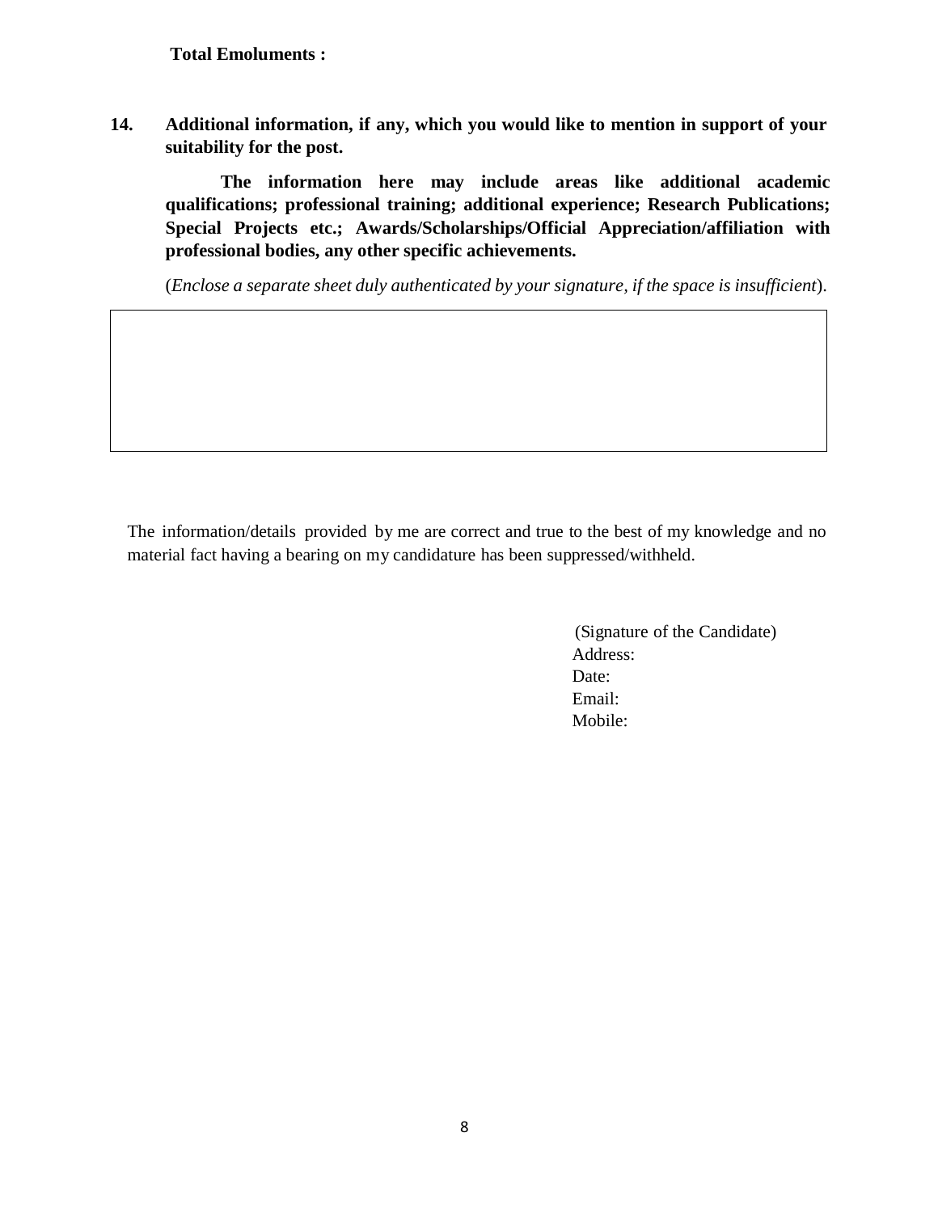**Total Emoluments :**

**14. Additional information, if any, which you would like to mention in support of your suitability for the post.**

**The information here may include areas like additional academic qualifications; professional training; additional experience; Research Publications; Special Projects etc.; Awards/Scholarships/Official Appreciation/affiliation with professional bodies, any other specific achievements.**

(*Enclose a separate sheet duly authenticated by your signature, if the space is insufficient*).

| |
|---|
| |

The information/details provided by me are correct and true to the best of my knowledge and no material fact having a bearing on my candidature has been suppressed/withheld.

(Signature of the Candidate)
Address:
Date:
Email:
Mobile: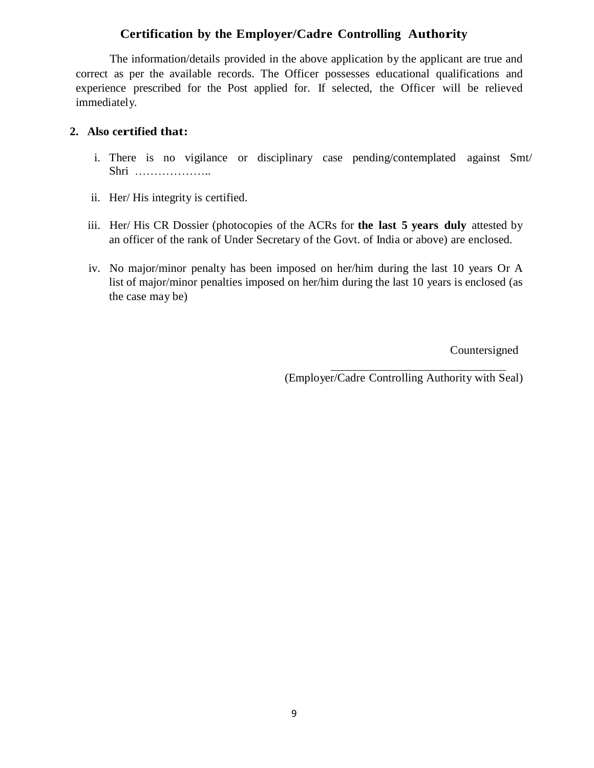## Certification by the Employer/Cadre Controlling Authority

The information/details provided in the above application by the applicant are true and correct as per the available records. The Officer possesses educational qualifications and experience prescribed for the Post applied for. If selected, the Officer will be relieved immediately.

**2. Also certified that:**

i. There is no vigilance or disciplinary case pending/contemplated against Smt/ Shri ………………..

ii. Her/ His integrity is certified.

iii. Her/ His CR Dossier (photocopies of the ACRs for **the last 5 years duly** attested by an officer of the rank of Under Secretary of the Govt. of India or above) are enclosed.

iv. No major/minor penalty has been imposed on her/him during the last 10 years Or A list of major/minor penalties imposed on her/him during the last 10 years is enclosed (as the case may be)

Countersigned

\_\_\_\_\_\_\_\_\_\_\_\_\_\_\_\_\_\_\_\_\_\_\_\_\_\_\_\_\_\_

(Employer/Cadre Controlling Authority with Seal)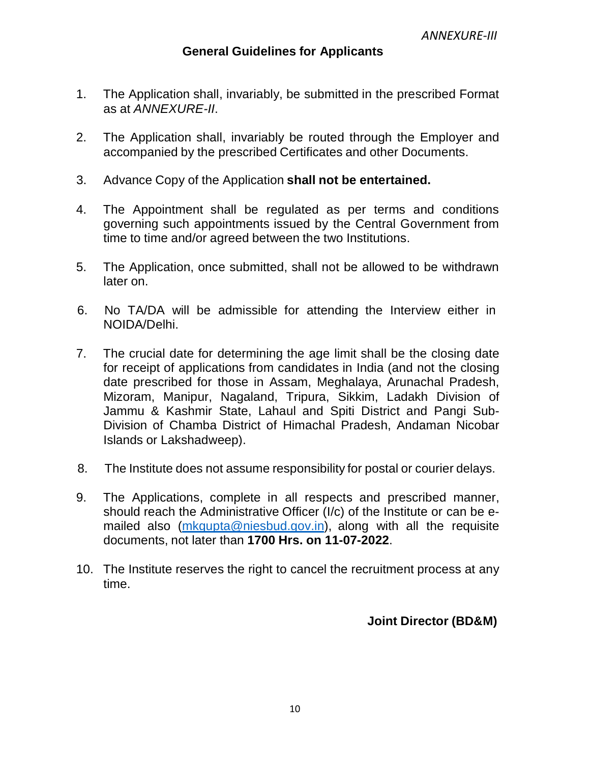*ANNEXURE-III*

## General Guidelines for Applicants

1. The Application shall, invariably, be submitted in the prescribed Format as at *ANNEXURE-II*.

2. The Application shall, invariably be routed through the Employer and accompanied by the prescribed Certificates and other Documents.

3. Advance Copy of the Application **shall not be entertained.**

4. The Appointment shall be regulated as per terms and conditions governing such appointments issued by the Central Government from time to time and/or agreed between the two Institutions.

5. The Application, once submitted, shall not be allowed to be withdrawn later on.

6. No TA/DA will be admissible for attending the Interview either in NOIDA/Delhi.

7. The crucial date for determining the age limit shall be the closing date for receipt of applications from candidates in India (and not the closing date prescribed for those in Assam, Meghalaya, Arunachal Pradesh, Mizoram, Manipur, Nagaland, Tripura, Sikkim, Ladakh Division of Jammu & Kashmir State, Lahaul and Spiti District and Pangi Sub-Division of Chamba District of Himachal Pradesh, Andaman Nicobar Islands or Lakshadweep).

8. The Institute does not assume responsibility for postal or courier delays.

9. The Applications, complete in all respects and prescribed manner, should reach the Administrative Officer (I/c) of the Institute or can be e-mailed also (mkgupta@niesbud.gov.in), along with all the requisite documents, not later than **1700 Hrs. on 11-07-2022**.

10. The Institute reserves the right to cancel the recruitment process at any time.

**Joint Director (BD&M)**